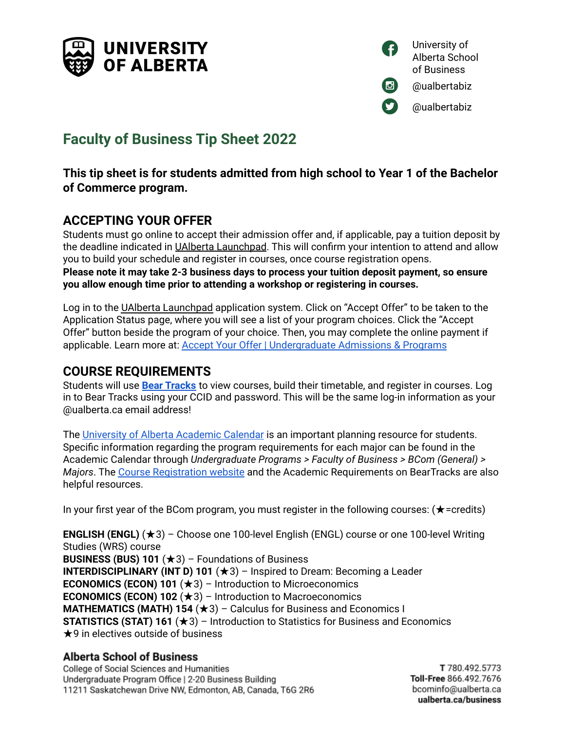UNIVERSITY OF ALBERTA

University of Alberta School of Business
@ualbertabiz
@ualbertabiz

# Faculty of Business Tip Sheet 2022

**This tip sheet is for students admitted from high school to Year 1 of the Bachelor of Commerce program.**

## ACCEPTING YOUR OFFER

Students must go online to accept their admission offer and, if applicable, pay a tuition deposit by the deadline indicated in UAlberta Launchpad. This will confirm your intention to attend and allow you to build your schedule and register in courses, once course registration opens.
**Please note it may take 2-3 business days to process your tuition deposit payment, so ensure you allow enough time prior to attending a workshop or registering in courses.**

Log in to the UAlberta Launchpad application system. Click on "Accept Offer" to be taken to the Application Status page, where you will see a list of your program choices. Click the "Accept Offer" button beside the program of your choice. Then, you may complete the online payment if applicable. Learn more at: Accept Your Offer | Undergraduate Admissions & Programs

## COURSE REQUIREMENTS

Students will use **Bear Tracks** to view courses, build their timetable, and register in courses. Log in to Bear Tracks using your CCID and password. This will be the same log-in information as your @ualberta.ca email address!

The University of Alberta Academic Calendar is an important planning resource for students. Specific information regarding the program requirements for each major can be found in the Academic Calendar through *Undergraduate Programs > Faculty of Business > BCom (General) > Majors*. The Course Registration website and the Academic Requirements on BearTracks are also helpful resources.

In your first year of the BCom program, you must register in the following courses: (★=credits)

**ENGLISH (ENGL)** (★3) – Choose one 100-level English (ENGL) course or one 100-level Writing Studies (WRS) course
**BUSINESS (BUS) 101** (★3) – Foundations of Business
**INTERDISCIPLINARY (INT D) 101** (★3) – Inspired to Dream: Becoming a Leader
**ECONOMICS (ECON) 101** (★3) – Introduction to Microeconomics
**ECONOMICS (ECON) 102** (★3) – Introduction to Macroeconomics
**MATHEMATICS (MATH) 154** (★3) – Calculus for Business and Economics I
**STATISTICS (STAT) 161** (★3) – Introduction to Statistics for Business and Economics
★9 in electives outside of business

**Alberta School of Business**
College of Social Sciences and Humanities
Undergraduate Program Office | 2-20 Business Building
11211 Saskatchewan Drive NW, Edmonton, AB, Canada, T6G 2R6

**T** 780.492.5773
**Toll-Free** 866.492.7676
bcominfo@ualberta.ca
**ualberta.ca/business**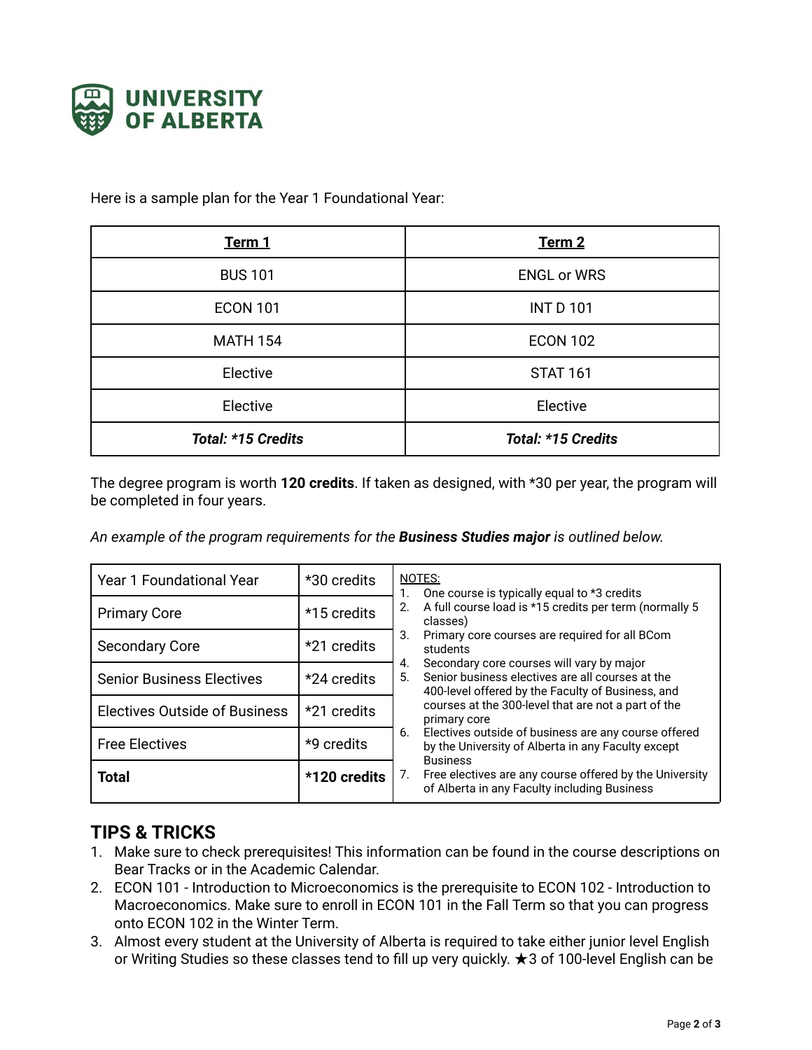Here is a sample plan for the Year 1 Foundational Year:

| **Term 1** | **Term 2** |
|---|---|
| BUS 101 | ENGL or WRS |
| ECON 101 | INT D 101 |
| MATH 154 | ECON 102 |
| Elective | STAT 161 |
| Elective | Elective |
| ***Total: *15 Credits*** | ***Total: *15 Credits*** |

The degree program is worth **120 credits**. If taken as designed, with *30 per year, the program will be completed in four years.

*An example of the program requirements for the **Business Studies major** is outlined below.*

| | | |
|---|---|---|
| Year 1 Foundational Year | *30 credits | |
| Primary Core | *15 credits | |
| Secondary Core | *21 credits | |
| Senior Business Electives | *24 credits | |
| Electives Outside of Business | *21 credits | |
| Free Electives | *9 credits | |
| **Total** | ***120 credits** | |

NOTES:

1. One course is typically equal to *3 credits
2. A full course load is *15 credits per term (normally 5 classes)
3. Primary core courses are required for all BCom students
4. Secondary core courses will vary by major
5. Senior business electives are all courses at the 400-level offered by the Faculty of Business, and courses at the 300-level that are not a part of the primary core
6. Electives outside of business are any course offered by the University of Alberta in any Faculty except Business
7. Free electives are any course offered by the University of Alberta in any Faculty including Business

## TIPS & TRICKS

1. Make sure to check prerequisites! This information can be found in the course descriptions on Bear Tracks or in the Academic Calendar.
2. ECON 101 - Introduction to Microeconomics is the prerequisite to ECON 102 - Introduction to Macroeconomics. Make sure to enroll in ECON 101 in the Fall Term so that you can progress onto ECON 102 in the Winter Term.
3. Almost every student at the University of Alberta is required to take either junior level English or Writing Studies so these classes tend to fill up very quickly. ★3 of 100-level English can be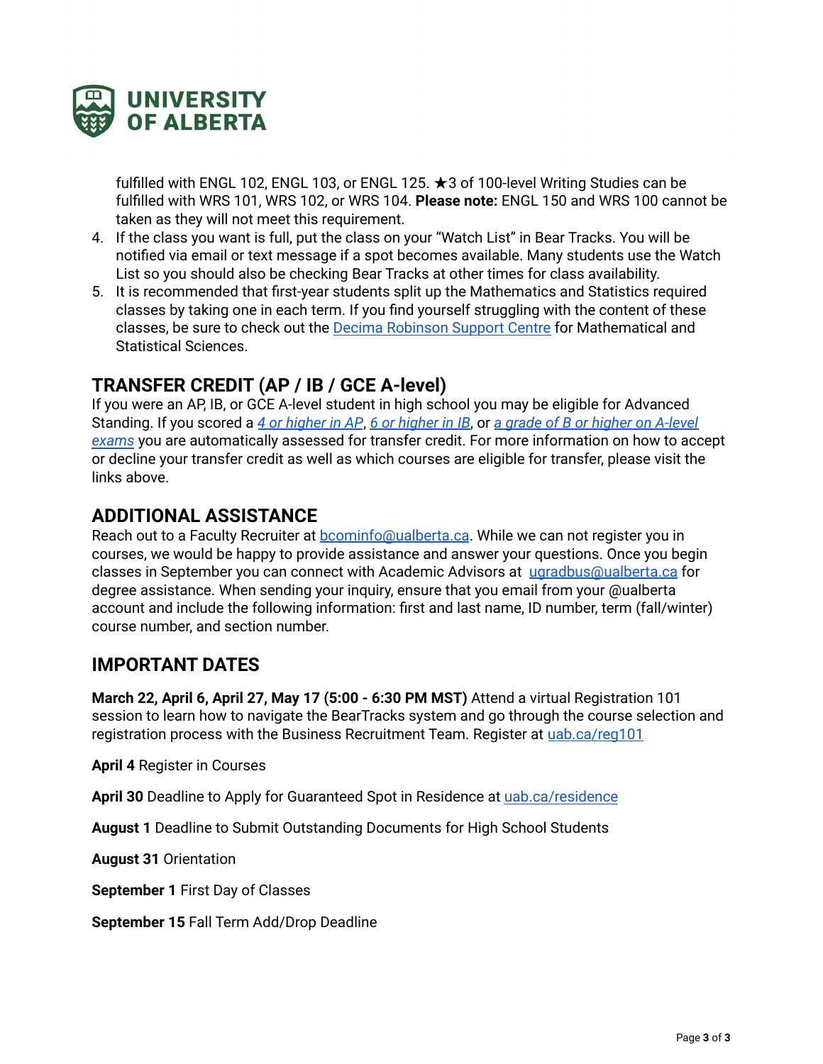fulfilled with ENGL 102, ENGL 103, or ENGL 125. ★3 of 100-level Writing Studies can be fulfilled with WRS 101, WRS 102, or WRS 104. **Please note:** ENGL 150 and WRS 100 cannot be taken as they will not meet this requirement.

4. If the class you want is full, put the class on your "Watch List" in Bear Tracks. You will be notified via email or text message if a spot becomes available. Many students use the Watch List so you should also be checking Bear Tracks at other times for class availability.
5. It is recommended that first-year students split up the Mathematics and Statistics required classes by taking one in each term. If you find yourself struggling with the content of these classes, be sure to check out the Decima Robinson Support Centre for Mathematical and Statistical Sciences.

## TRANSFER CREDIT (AP / IB / GCE A-level)

If you were an AP, IB, or GCE A-level student in high school you may be eligible for Advanced Standing. If you scored a *4 or higher in AP*, *6 or higher in IB*, or *a grade of B or higher on A-level exams* you are automatically assessed for transfer credit. For more information on how to accept or decline your transfer credit as well as which courses are eligible for transfer, please visit the links above.

## ADDITIONAL ASSISTANCE

Reach out to a Faculty Recruiter at bcominfo@ualberta.ca. While we can not register you in courses, we would be happy to provide assistance and answer your questions. Once you begin classes in September you can connect with Academic Advisors at ugradbus@ualberta.ca for degree assistance. When sending your inquiry, ensure that you email from your @ualberta account and include the following information: first and last name, ID number, term (fall/winter) course number, and section number.

## IMPORTANT DATES

**March 22, April 6, April 27, May 17 (5:00 - 6:30 PM MST)** Attend a virtual Registration 101 session to learn how to navigate the BearTracks system and go through the course selection and registration process with the Business Recruitment Team. Register at uab.ca/reg101

**April 4** Register in Courses

**April 30** Deadline to Apply for Guaranteed Spot in Residence at uab.ca/residence

**August 1** Deadline to Submit Outstanding Documents for High School Students

**August 31** Orientation

**September 1** First Day of Classes

**September 15** Fall Term Add/Drop Deadline